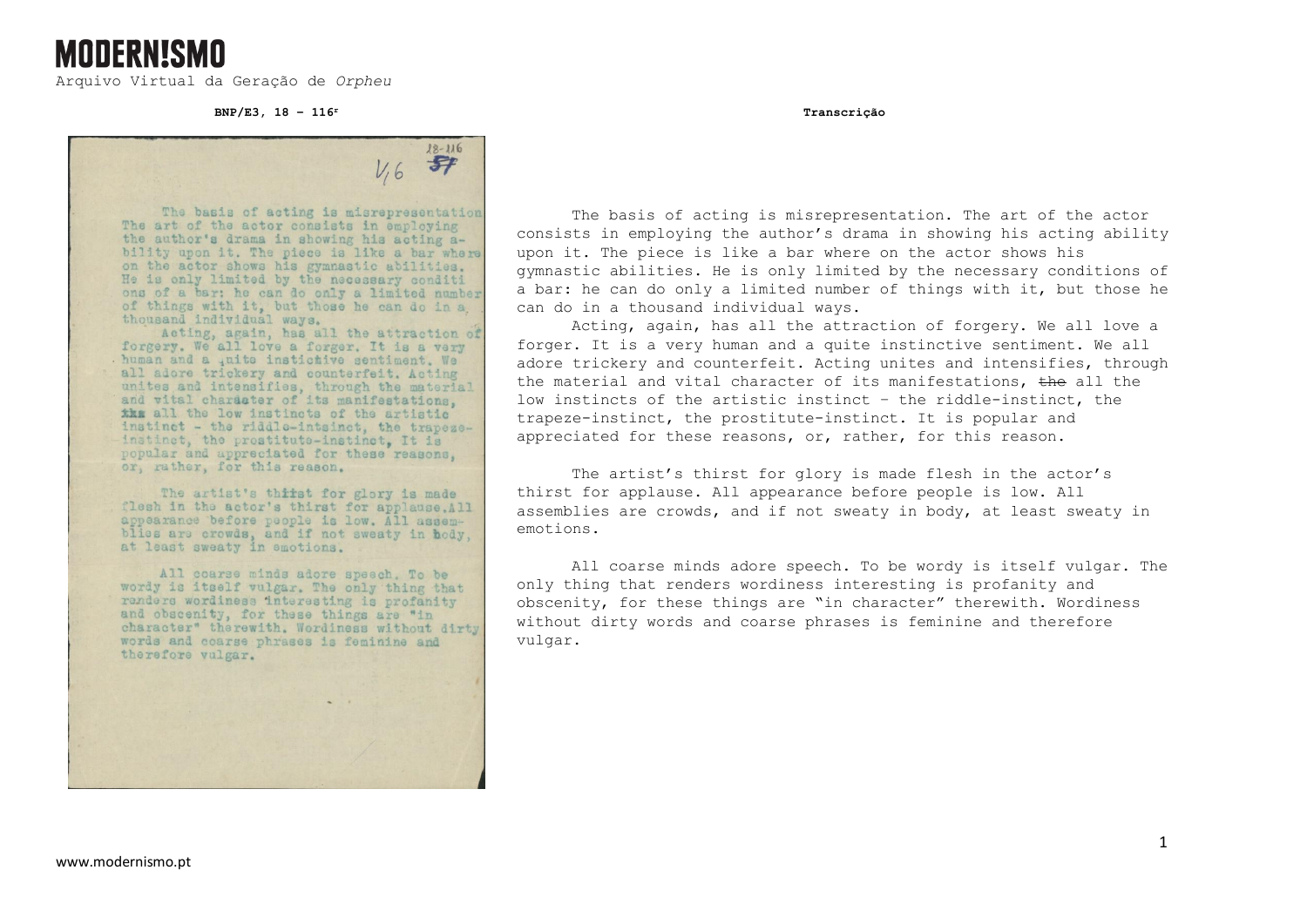# MODERN!SMO

Arquivo Virtual da Geração de *Orpheu*

**BNP/E3, 18 – 116r**

**Transcrição**

The basis of acting is misrepresentation. The art of the actor consists in employing the author's drama in showing his acting ability upon it. The piece is like a bar where on the actor shows his gymnastic abilities. He is only limited by the necessary conditions of a bar: he can do only a limited number of things with it, but those he can do in a thousand individual ways.

Acting, again, has all the attraction of forgery. We all love a forger. It is a very human and a quite instinctive sentiment. We all adore trickery and counterfeit. Acting unites and intensifies, through the material and vital character of its manifestations, ~~the~~ all the low instincts of the artistic instinct – the riddle-instinct, the trapeze-instinct, the prostitute-instinct. It is popular and appreciated for these reasons, or, rather, for this reason.

The artist's thirst for glory is made flesh in the actor's thirst for applause. All appearance before people is low. All assemblies are crowds, and if not sweaty in body, at least sweaty in emotions.

All coarse minds adore speech. To be wordy is itself vulgar. The only thing that renders wordiness interesting is profanity and obscenity, for these things are "in character" therewith. Wordiness without dirty words and coarse phrases is feminine and therefore vulgar.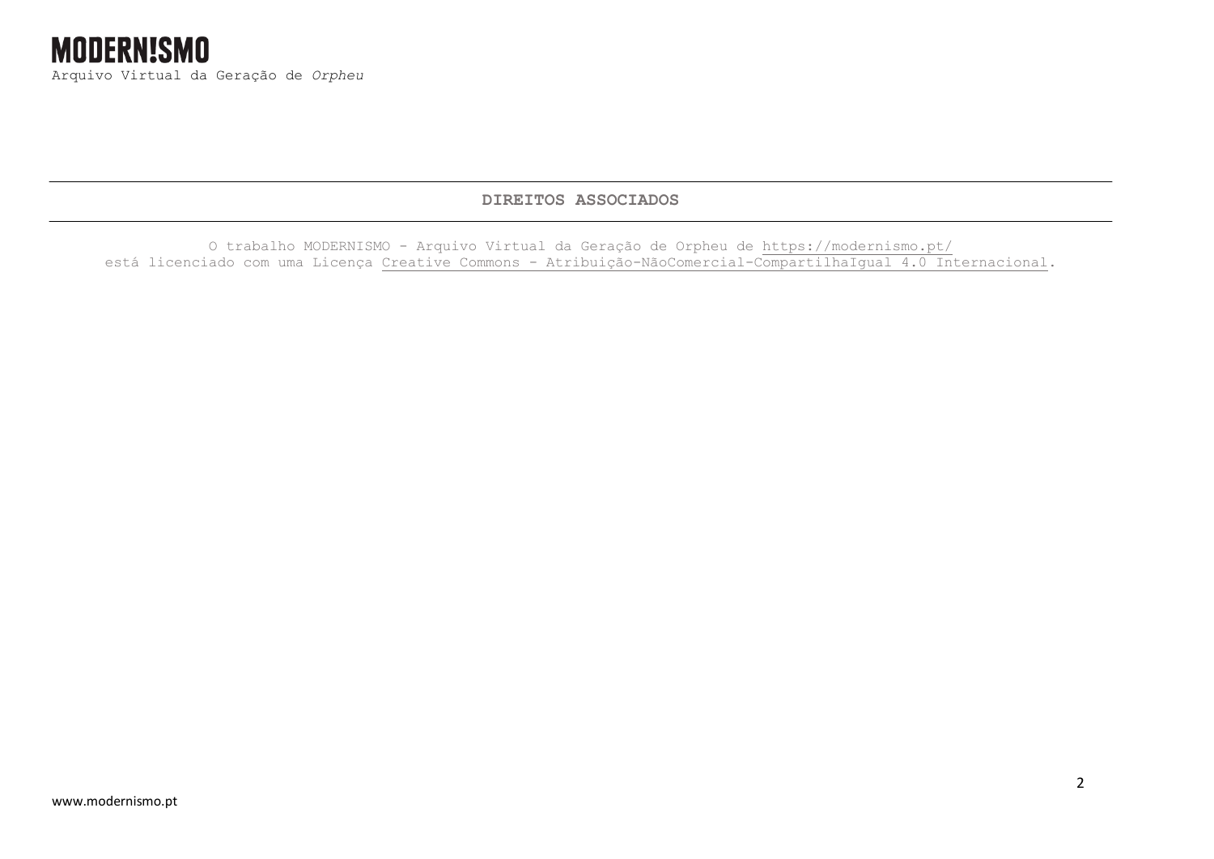## DIREITOS ASSOCIADOS

O trabalho MODERNISMO - Arquivo Virtual da Geração de Orpheu de https://modernismo.pt/ está licenciado com uma Licença Creative Commons - Atribuição-NãoComercial-CompartilhaIgual 4.0 Internacional.